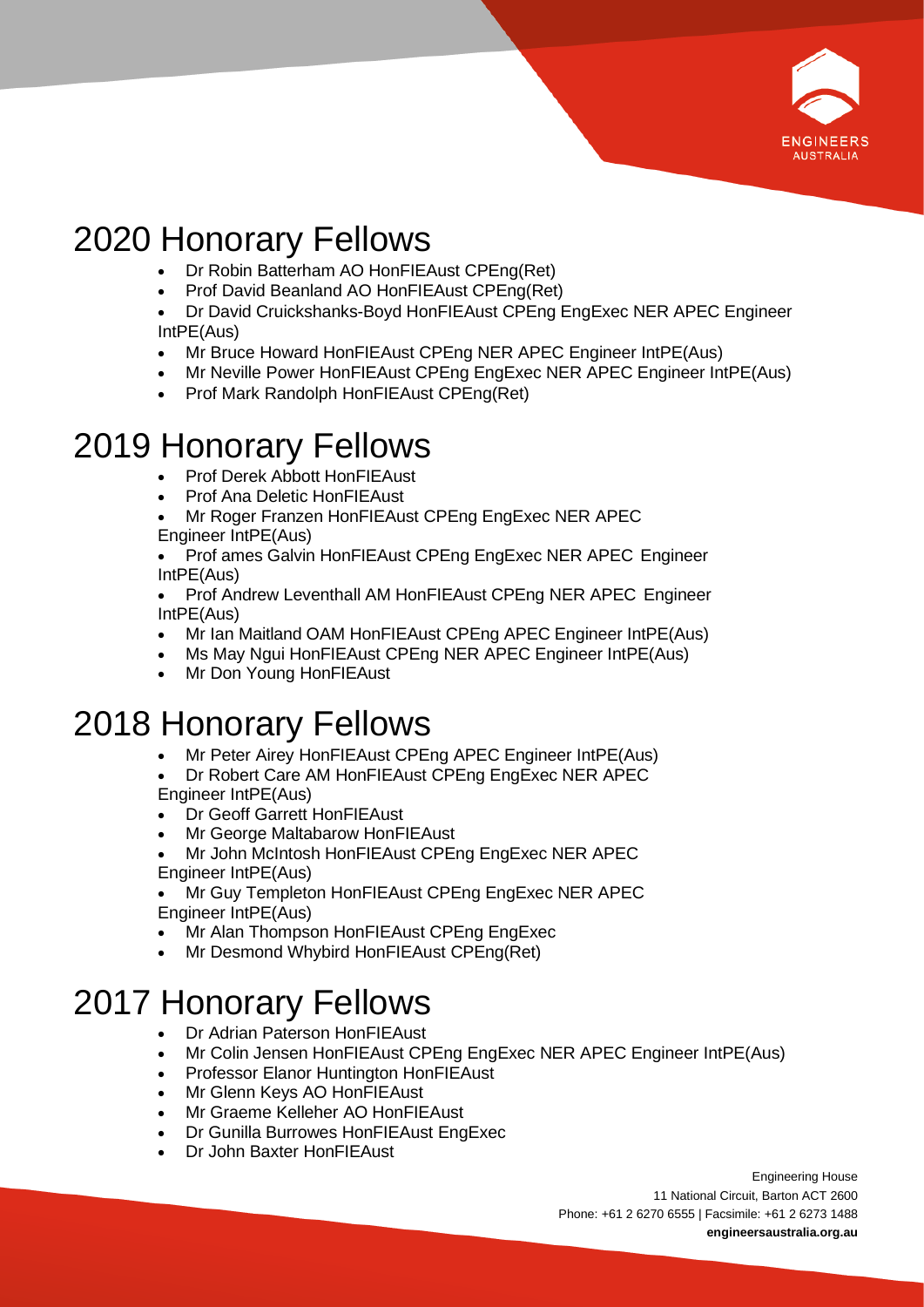# 2020 Honorary Fellows

- Dr Robin Batterham AO HonFIEAust CPEng(Ret)
- Prof David Beanland AO HonFIEAust CPEng(Ret)
- Dr David Cruickshanks-Boyd HonFIEAust CPEng EngExec NER APEC Engineer IntPE(Aus)
- Mr Bruce Howard HonFIEAust CPEng NER APEC Engineer IntPE(Aus)
- Mr Neville Power HonFIEAust CPEng EngExec NER APEC Engineer IntPE(Aus)
- Prof Mark Randolph HonFIEAust CPEng(Ret)

# 2019 Honorary Fellows

- Prof Derek Abbott HonFIEAust
- Prof Ana Deletic HonFIEAust
- Mr Roger Franzen HonFIEAust CPEng EngExec NER APEC Engineer IntPE(Aus)
- Prof ames Galvin HonFIEAust CPEng EngExec NER APEC Engineer IntPE(Aus)
- Prof Andrew Leventhall AM HonFIEAust CPEng NER APEC Engineer IntPE(Aus)
- Mr Ian Maitland OAM HonFIEAust CPEng APEC Engineer IntPE(Aus)
- Ms May Ngui HonFIEAust CPEng NER APEC Engineer IntPE(Aus)
- Mr Don Young HonFIEAust

# 2018 Honorary Fellows

- Mr Peter Airey HonFIEAust CPEng APEC Engineer IntPE(Aus)
- Dr Robert Care AM HonFIEAust CPEng EngExec NER APEC Engineer IntPE(Aus)
- Dr Geoff Garrett HonFIEAust
- Mr George Maltabarow HonFIEAust
- Mr John McIntosh HonFIEAust CPEng EngExec NER APEC Engineer IntPE(Aus)
- Mr Guy Templeton HonFIEAust CPEng EngExec NER APEC Engineer IntPE(Aus)
- Mr Alan Thompson HonFIEAust CPEng EngExec
- Mr Desmond Whybird HonFIEAust CPEng(Ret)

# 2017 Honorary Fellows

- Dr Adrian Paterson HonFIEAust
- Mr Colin Jensen HonFIEAust CPEng EngExec NER APEC Engineer IntPE(Aus)
- Professor Elanor Huntington HonFIEAust
- Mr Glenn Keys AO HonFIEAust
- Mr Graeme Kelleher AO HonFIEAust
- Dr Gunilla Burrowes HonFIEAust EngExec
- Dr John Baxter HonFIEAust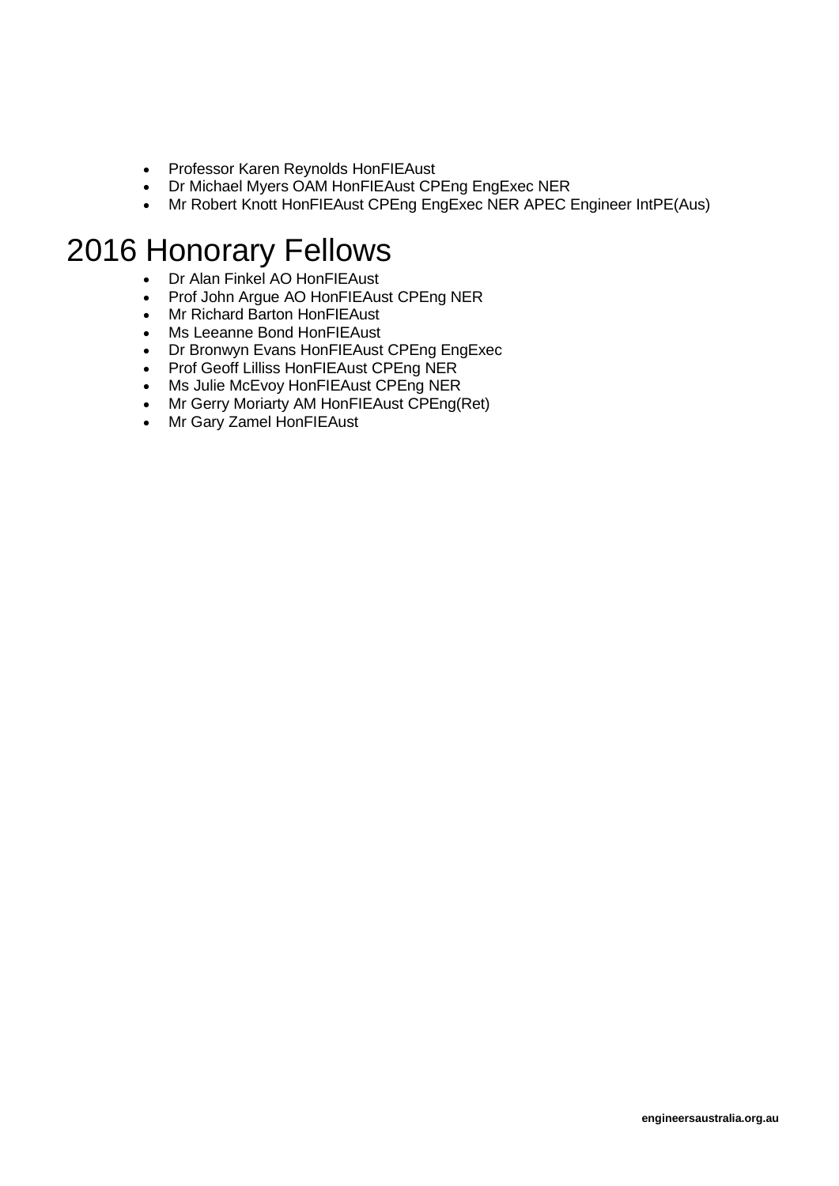- Professor Karen Reynolds HonFIEAust
- Dr Michael Myers OAM HonFIEAust CPEng EngExec NER
- Mr Robert Knott HonFIEAust CPEng EngExec NER APEC Engineer IntPE(Aus)

# 2016 Honorary Fellows

- Dr Alan Finkel AO HonFIEAust
- Prof John Argue AO HonFIEAust CPEng NER
- Mr Richard Barton HonFIEAust
- Ms Leeanne Bond HonFIEAust
- Dr Bronwyn Evans HonFIEAust CPEng EngExec
- Prof Geoff Lilliss HonFIEAust CPEng NER
- Ms Julie McEvoy HonFIEAust CPEng NER
- Mr Gerry Moriarty AM HonFIEAust CPEng(Ret)
- Mr Gary Zamel HonFIEAust